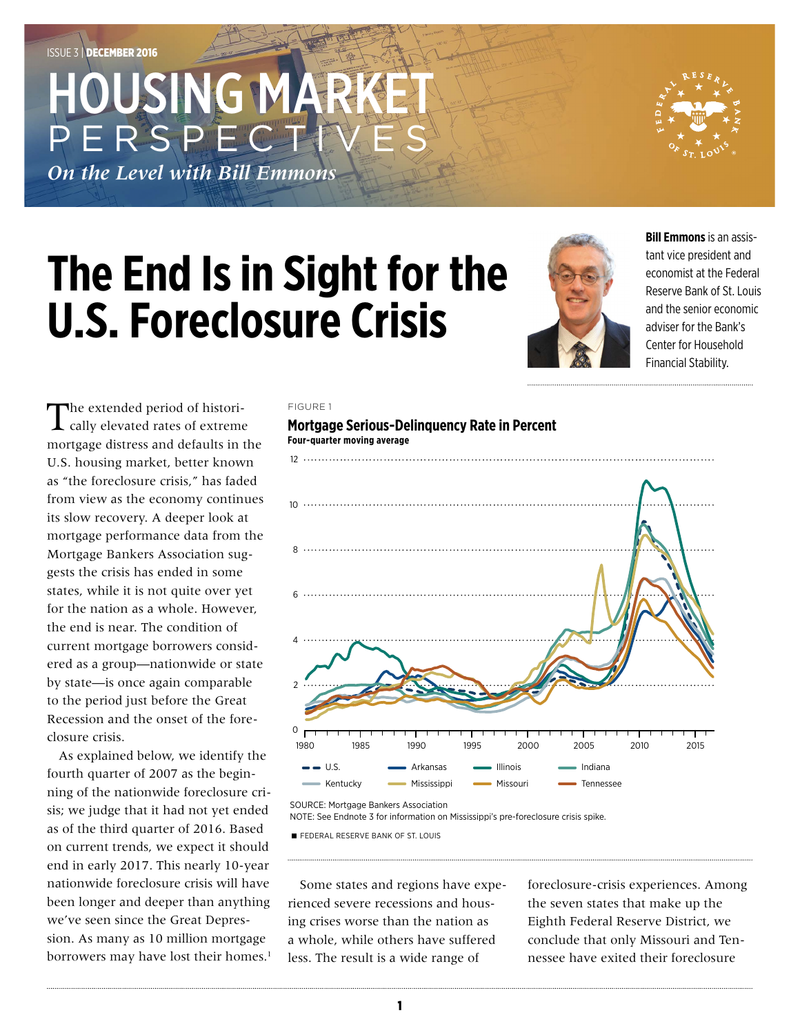ISSUE 3 | **DECEMBER 2016**

# HOUSING MARKET PERSPECTIVES

*On the Level with Bill Emmons*

# The End Is in Sight for the U.S. Foreclosure Crisis

**Bill Emmons** is an assistant vice president and economist at the Federal Reserve Bank of St. Louis and the senior economic adviser for the Bank's Center for Household Financial Stability.

The extended period of historically elevated rates of extreme mortgage distress and defaults in the U.S. housing market, better known as "the foreclosure crisis," has faded from view as the economy continues its slow recovery. A deeper look at mortgage performance data from the Mortgage Bankers Association suggests the crisis has ended in some states, while it is not quite over yet for the nation as a whole. However, the end is near. The condition of current mortgage borrowers considered as a group—nationwide or state by state—is once again comparable to the period just before the Great Recession and the onset of the foreclosure crisis.

As explained below, we identify the fourth quarter of 2007 as the beginning of the nationwide foreclosure crisis; we judge that it had not yet ended as of the third quarter of 2016. Based on current trends, we expect it should end in early 2017. This nearly 10-year nationwide foreclosure crisis will have been longer and deeper than anything we've seen since the Great Depression. As many as 10 million mortgage borrowers may have lost their homes.[1]

FIGURE 1

**Mortgage Serious-Delinquency Rate in Percent**
**Four-quarter moving average**

Legend: U.S., Arkansas, Illinois, Indiana, Kentucky, Mississippi, Missouri, Tennessee

SOURCE: Mortgage Bankers Association
NOTE: See Endnote 3 for information on Mississippi's pre-foreclosure crisis spike.

FEDERAL RESERVE BANK OF ST. LOUIS

Some states and regions have experienced severe recessions and housing crises worse than the nation as a whole, while others have suffered less. The result is a wide range of foreclosure-crisis experiences. Among the seven states that make up the Eighth Federal Reserve District, we conclude that only Missouri and Tennessee have exited their foreclosure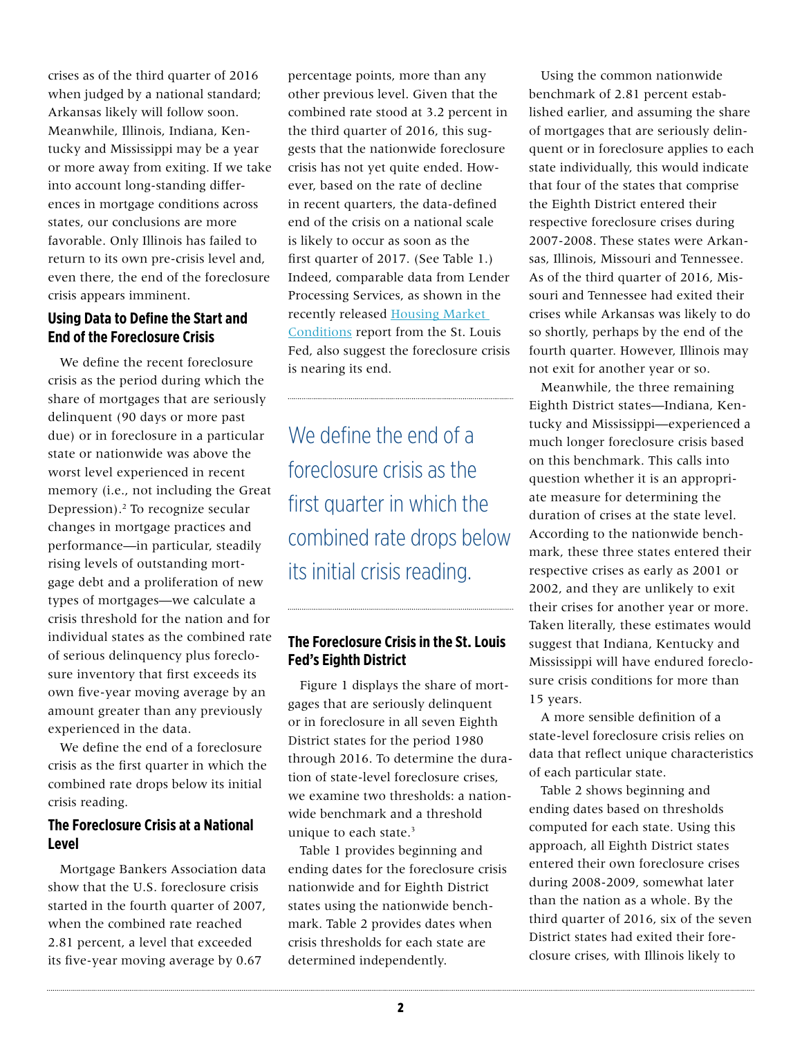crises as of the third quarter of 2016 when judged by a national standard; Arkansas likely will follow soon. Meanwhile, Illinois, Indiana, Kentucky and Mississippi may be a year or more away from exiting. If we take into account long-standing differences in mortgage conditions across states, our conclusions are more favorable. Only Illinois has failed to return to its own pre-crisis level and, even there, the end of the foreclosure crisis appears imminent.

## Using Data to Define the Start and End of the Foreclosure Crisis

We define the recent foreclosure crisis as the period during which the share of mortgages that are seriously delinquent (90 days or more past due) or in foreclosure in a particular state or nationwide was above the worst level experienced in recent memory (i.e., not including the Great Depression).[2] To recognize secular changes in mortgage practices and performance—in particular, steadily rising levels of outstanding mortgage debt and a proliferation of new types of mortgages—we calculate a crisis threshold for the nation and for individual states as the combined rate of serious delinquency plus foreclosure inventory that first exceeds its own five-year moving average by an amount greater than any previously experienced in the data.

We define the end of a foreclosure crisis as the first quarter in which the combined rate drops below its initial crisis reading.

## The Foreclosure Crisis at a National Level

Mortgage Bankers Association data show that the U.S. foreclosure crisis started in the fourth quarter of 2007, when the combined rate reached 2.81 percent, a level that exceeded its five-year moving average by 0.67 percentage points, more than any other previous level. Given that the combined rate stood at 3.2 percent in the third quarter of 2016, this suggests that the nationwide foreclosure crisis has not yet quite ended. However, based on the rate of decline in recent quarters, the data-defined end of the crisis on a national scale is likely to occur as soon as the first quarter of 2017. (See Table 1.) Indeed, comparable data from Lender Processing Services, as shown in the recently released Housing Market Conditions report from the St. Louis Fed, also suggest the foreclosure crisis is nearing its end.

> We define the end of a foreclosure crisis as the first quarter in which the combined rate drops below its initial crisis reading.

## The Foreclosure Crisis in the St. Louis Fed's Eighth District

Figure 1 displays the share of mortgages that are seriously delinquent or in foreclosure in all seven Eighth District states for the period 1980 through 2016. To determine the duration of state-level foreclosure crises, we examine two thresholds: a nationwide benchmark and a threshold unique to each state.[3]

Table 1 provides beginning and ending dates for the foreclosure crisis nationwide and for Eighth District states using the nationwide benchmark. Table 2 provides dates when crisis thresholds for each state are determined independently.

Using the common nationwide benchmark of 2.81 percent established earlier, and assuming the share of mortgages that are seriously delinquent or in foreclosure applies to each state individually, this would indicate that four of the states that comprise the Eighth District entered their respective foreclosure crises during 2007-2008. These states were Arkansas, Illinois, Missouri and Tennessee. As of the third quarter of 2016, Missouri and Tennessee had exited their crises while Arkansas was likely to do so shortly, perhaps by the end of the fourth quarter. However, Illinois may not exit for another year or so.

Meanwhile, the three remaining Eighth District states—Indiana, Kentucky and Mississippi—experienced a much longer foreclosure crisis based on this benchmark. This calls into question whether it is an appropriate measure for determining the duration of crises at the state level. According to the nationwide benchmark, these three states entered their respective crises as early as 2001 or 2002, and they are unlikely to exit their crises for another year or more. Taken literally, these estimates would suggest that Indiana, Kentucky and Mississippi will have endured foreclosure crisis conditions for more than 15 years.

A more sensible definition of a state-level foreclosure crisis relies on data that reflect unique characteristics of each particular state.

Table 2 shows beginning and ending dates based on thresholds computed for each state. Using this approach, all Eighth District states entered their own foreclosure crises during 2008-2009, somewhat later than the nation as a whole. By the third quarter of 2016, six of the seven District states had exited their foreclosure crises, with Illinois likely to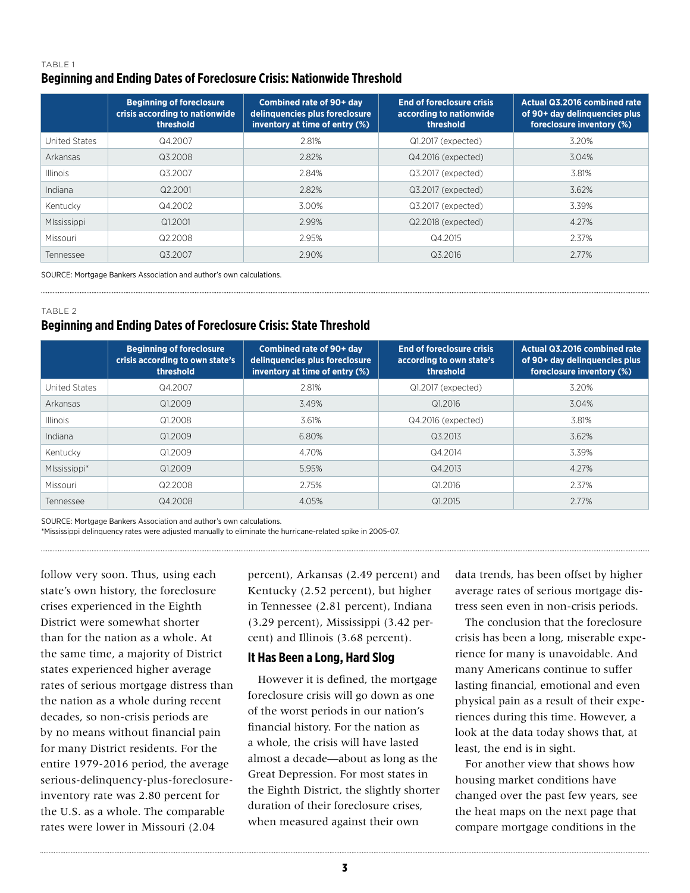TABLE 1

### Beginning and Ending Dates of Foreclosure Crisis: Nationwide Threshold

| | Beginning of foreclosure crisis according to nationwide threshold | Combined rate of 90+ day delinquencies plus foreclosure inventory at time of entry (%) | End of foreclosure crisis according to nationwide threshold | Actual Q3.2016 combined rate of 90+ day delinquencies plus foreclosure inventory (%) |
|---|---|---|---|---|
| United States | Q4.2007 | 2.81% | Q1.2017 (expected) | 3.20% |
| Arkansas | Q3.2008 | 2.82% | Q4.2016 (expected) | 3.04% |
| Illinois | Q3.2007 | 2.84% | Q3.2017 (expected) | 3.81% |
| Indiana | Q2.2001 | 2.82% | Q3.2017 (expected) | 3.62% |
| Kentucky | Q4.2002 | 3.00% | Q3.2017 (expected) | 3.39% |
| MIssissippi | Q1.2001 | 2.99% | Q2.2018 (expected) | 4.27% |
| Missouri | Q2.2008 | 2.95% | Q4.2015 | 2.37% |
| Tennessee | Q3.2007 | 2.90% | Q3.2016 | 2.77% |

SOURCE: Mortgage Bankers Association and author's own calculations.

TABLE 2

### Beginning and Ending Dates of Foreclosure Crisis: State Threshold

| | Beginning of foreclosure crisis according to own state's threshold | Combined rate of 90+ day delinquencies plus foreclosure inventory at time of entry (%) | End of foreclosure crisis according to own state's threshold | Actual Q3.2016 combined rate of 90+ day delinquencies plus foreclosure inventory (%) |
|---|---|---|---|---|
| United States | Q4.2007 | 2.81% | Q1.2017 (expected) | 3.20% |
| Arkansas | Q1.2009 | 3.49% | Q1.2016 | 3.04% |
| Illinois | Q1.2008 | 3.61% | Q4.2016 (expected) | 3.81% |
| Indiana | Q1.2009 | 6.80% | Q3.2013 | 3.62% |
| Kentucky | Q1.2009 | 4.70% | Q4.2014 | 3.39% |
| MIssissippi* | Q1.2009 | 5.95% | Q4.2013 | 4.27% |
| Missouri | Q2.2008 | 2.75% | Q1.2016 | 2.37% |
| Tennessee | Q4.2008 | 4.05% | Q1.2015 | 2.77% |

SOURCE: Mortgage Bankers Association and author's own calculations.
*Mississippi delinquency rates were adjusted manually to eliminate the hurricane-related spike in 2005-07.

follow very soon. Thus, using each state's own history, the foreclosure crises experienced in the Eighth District were somewhat shorter than for the nation as a whole. At the same time, a majority of District states experienced higher average rates of serious mortgage distress than the nation as a whole during recent decades, so non-crisis periods are by no means without financial pain for many District residents. For the entire 1979-2016 period, the average serious-delinquency-plus-foreclosure-inventory rate was 2.80 percent for the U.S. as a whole. The comparable rates were lower in Missouri (2.04 percent), Arkansas (2.49 percent) and Kentucky (2.52 percent), but higher in Tennessee (2.81 percent), Indiana (3.29 percent), Mississippi (3.42 percent) and Illinois (3.68 percent).

## It Has Been a Long, Hard Slog

However it is defined, the mortgage foreclosure crisis will go down as one of the worst periods in our nation's financial history. For the nation as a whole, the crisis will have lasted almost a decade—about as long as the Great Depression. For most states in the Eighth District, the slightly shorter duration of their foreclosure crises, when measured against their own data trends, has been offset by higher average rates of serious mortgage distress seen even in non-crisis periods.

The conclusion that the foreclosure crisis has been a long, miserable experience for many is unavoidable. And many Americans continue to suffer lasting financial, emotional and even physical pain as a result of their experiences during this time. However, a look at the data today shows that, at least, the end is in sight.

For another view that shows how housing market conditions have changed over the past few years, see the heat maps on the next page that compare mortgage conditions in the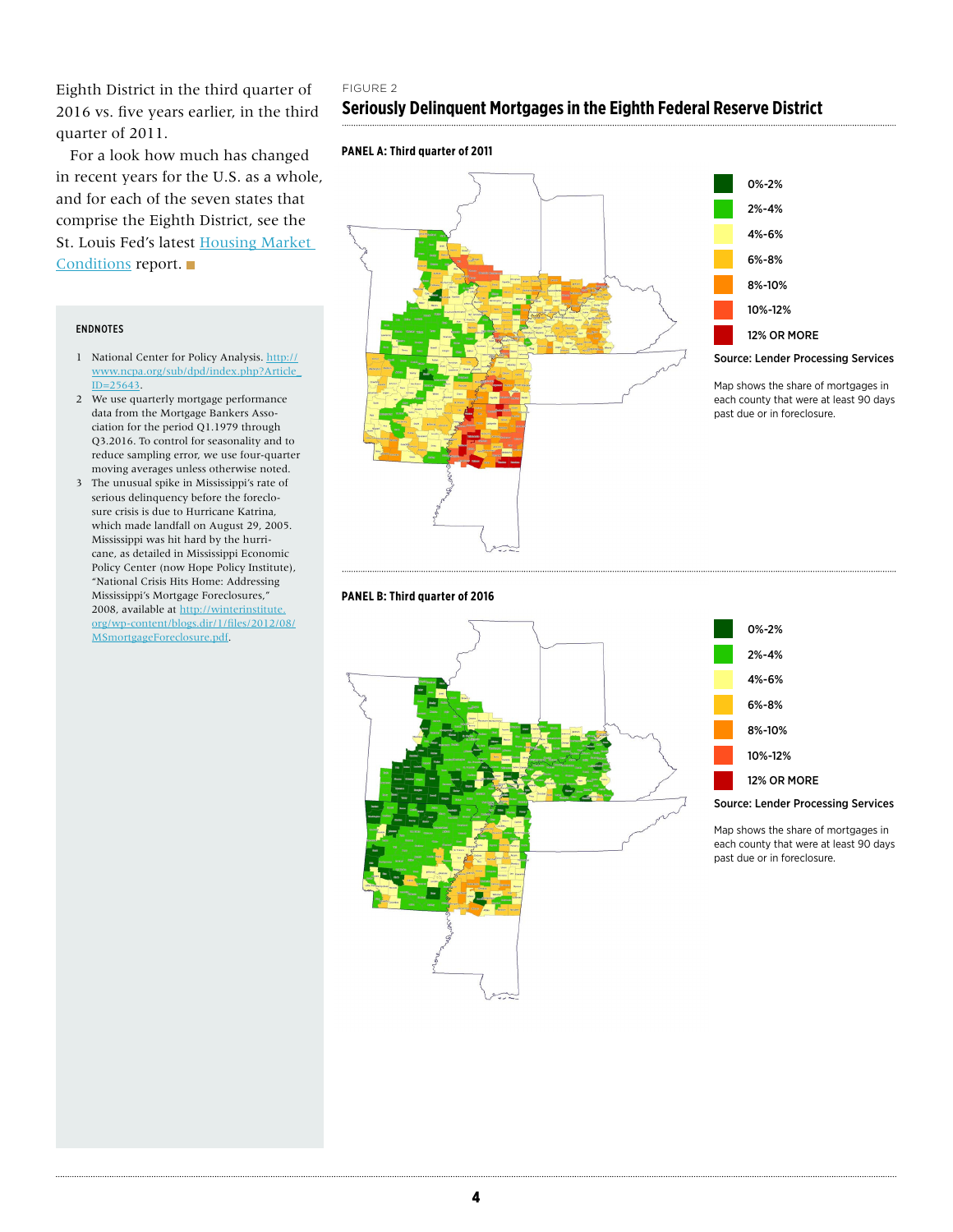Eighth District in the third quarter of 2016 vs. five years earlier, in the third quarter of 2011.

For a look how much has changed in recent years for the U.S. as a whole, and for each of the seven states that comprise the Eighth District, see the St. Louis Fed's latest [Housing Market Conditions](#) report. ■

### ENDNOTES

1. National Center for Policy Analysis. http://www.ncpa.org/sub/dpd/index.php?Article_ID=25643.
2. We use quarterly mortgage performance data from the Mortgage Bankers Association for the period Q1.1979 through Q3.2016. To control for seasonality and to reduce sampling error, we use four-quarter moving averages unless otherwise noted.
3. The unusual spike in Mississippi's rate of serious delinquency before the foreclosure crisis is due to Hurricane Katrina, which made landfall on August 29, 2005. Mississippi was hit hard by the hurricane, as detailed in Mississippi Economic Policy Center (now Hope Policy Institute), "National Crisis Hits Home: Addressing Mississippi's Mortgage Foreclosures," 2008, available at http://winterinstitute.org/wp-content/blogs.dir/1/files/2012/08/MSmortgageForeclosure.pdf.

FIGURE 2

## Seriously Delinquent Mortgages in the Eighth Federal Reserve District

**PANEL A: Third quarter of 2011**

0%-2%
2%-4%
4%-6%
6%-8%
8%-10%
10%-12%
12% OR MORE

Source: Lender Processing Services

Map shows the share of mortgages in each county that were at least 90 days past due or in foreclosure.

**PANEL B: Third quarter of 2016**

0%-2%
2%-4%
4%-6%
6%-8%
8%-10%
10%-12%
12% OR MORE

Source: Lender Processing Services

Map shows the share of mortgages in each county that were at least 90 days past due or in foreclosure.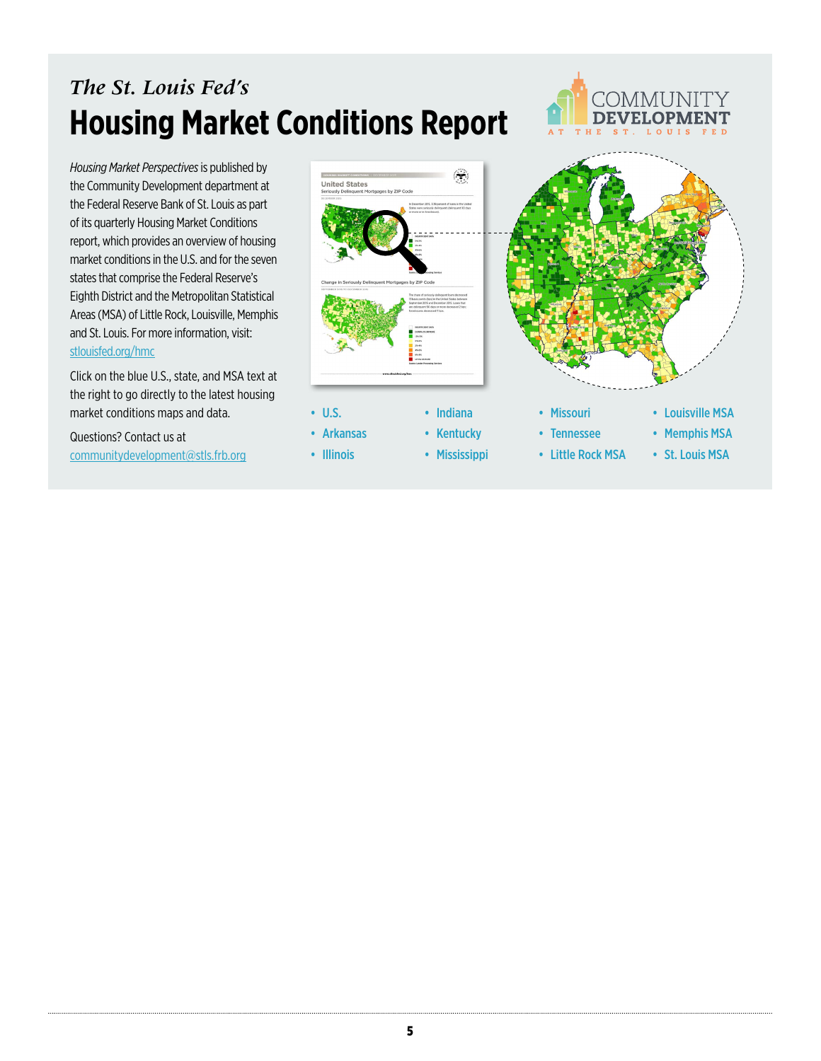*The St. Louis Fed's*

# Housing Market Conditions Report

COMMUNITY DEVELOPMENT AT THE ST. LOUIS FED

*Housing Market Perspectives* is published by the Community Development department at the Federal Reserve Bank of St. Louis as part of its quarterly Housing Market Conditions report, which provides an overview of housing market conditions in the U.S. and for the seven states that comprise the Federal Reserve's Eighth District and the Metropolitan Statistical Areas (MSA) of Little Rock, Louisville, Memphis and St. Louis. For more information, visit: stlouisfed.org/hmc

Click on the blue U.S., state, and MSA text at the right to go directly to the latest housing market conditions maps and data.

Questions? Contact us at communitydevelopment@stls.frb.org

- U.S.
- Arkansas
- Illinois
- Indiana
- Kentucky
- Mississippi
- Missouri
- Tennessee
- Little Rock MSA
- Louisville MSA
- Memphis MSA
- St. Louis MSA